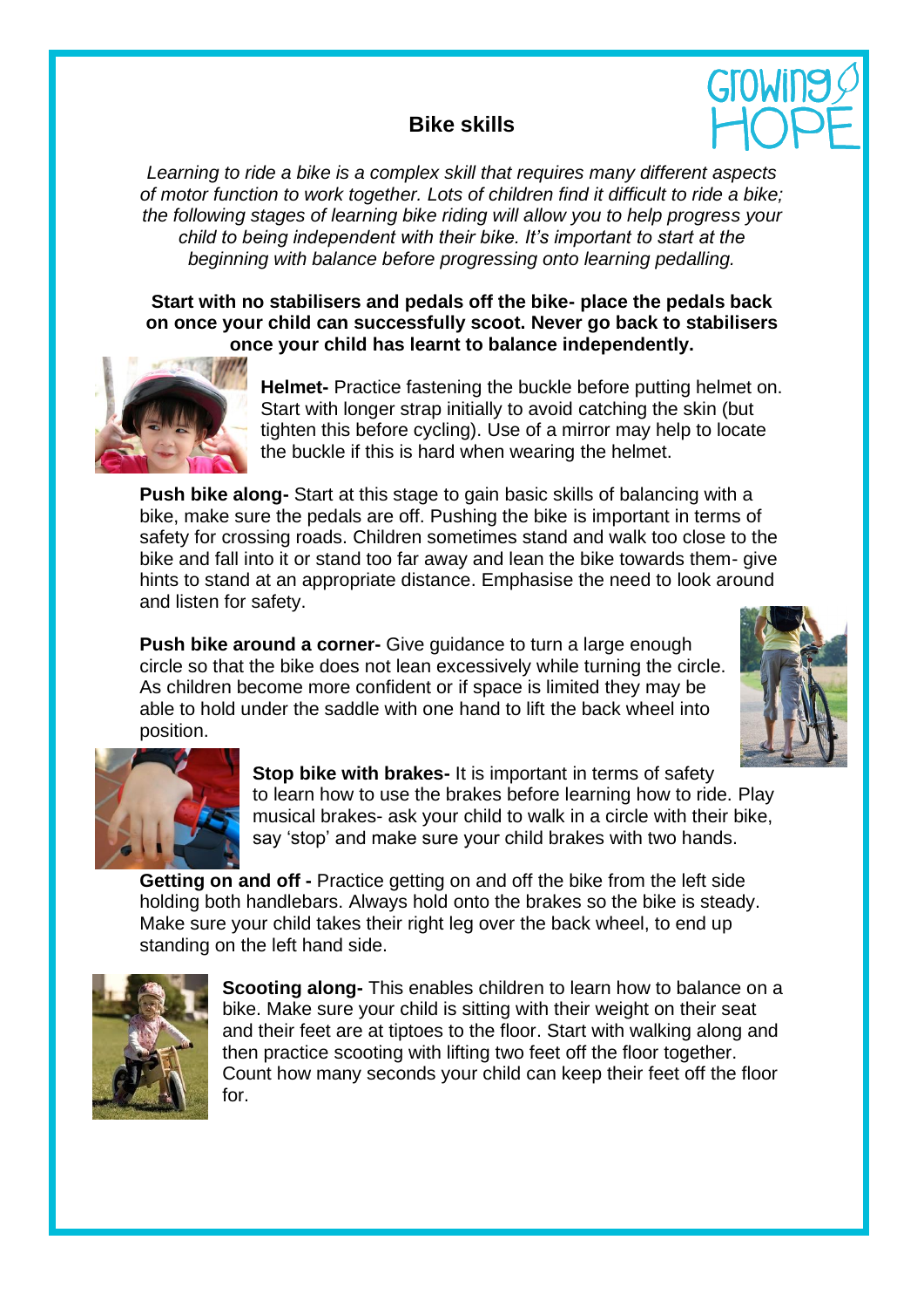# Bike skills

*Learning to ride a bike is a complex skill that requires many different aspects of motor function to work together. Lots of children find it difficult to ride a bike; the following stages of learning bike riding will allow you to help progress your child to being independent with their bike. It's important to start at the beginning with balance before progressing onto learning pedalling.*

**Start with no stabilisers and pedals off the bike- place the pedals back on once your child can successfully scoot. Never go back to stabilisers once your child has learnt to balance independently.**

**Helmet-** Practice fastening the buckle before putting helmet on. Start with longer strap initially to avoid catching the skin (but tighten this before cycling). Use of a mirror may help to locate the buckle if this is hard when wearing the helmet.

**Push bike along-** Start at this stage to gain basic skills of balancing with a bike, make sure the pedals are off. Pushing the bike is important in terms of safety for crossing roads. Children sometimes stand and walk too close to the bike and fall into it or stand too far away and lean the bike towards them- give hints to stand at an appropriate distance. Emphasise the need to look around and listen for safety.

**Push bike around a corner-** Give guidance to turn a large enough circle so that the bike does not lean excessively while turning the circle. As children become more confident or if space is limited they may be able to hold under the saddle with one hand to lift the back wheel into position.

**Stop bike with brakes-** It is important in terms of safety to learn how to use the brakes before learning how to ride. Play musical brakes- ask your child to walk in a circle with their bike, say 'stop' and make sure your child brakes with two hands.

**Getting on and off -** Practice getting on and off the bike from the left side holding both handlebars. Always hold onto the brakes so the bike is steady. Make sure your child takes their right leg over the back wheel, to end up standing on the left hand side.

**Scooting along-** This enables children to learn how to balance on a bike. Make sure your child is sitting with their weight on their seat and their feet are at tiptoes to the floor. Start with walking along and then practice scooting with lifting two feet off the floor together. Count how many seconds your child can keep their feet off the floor for.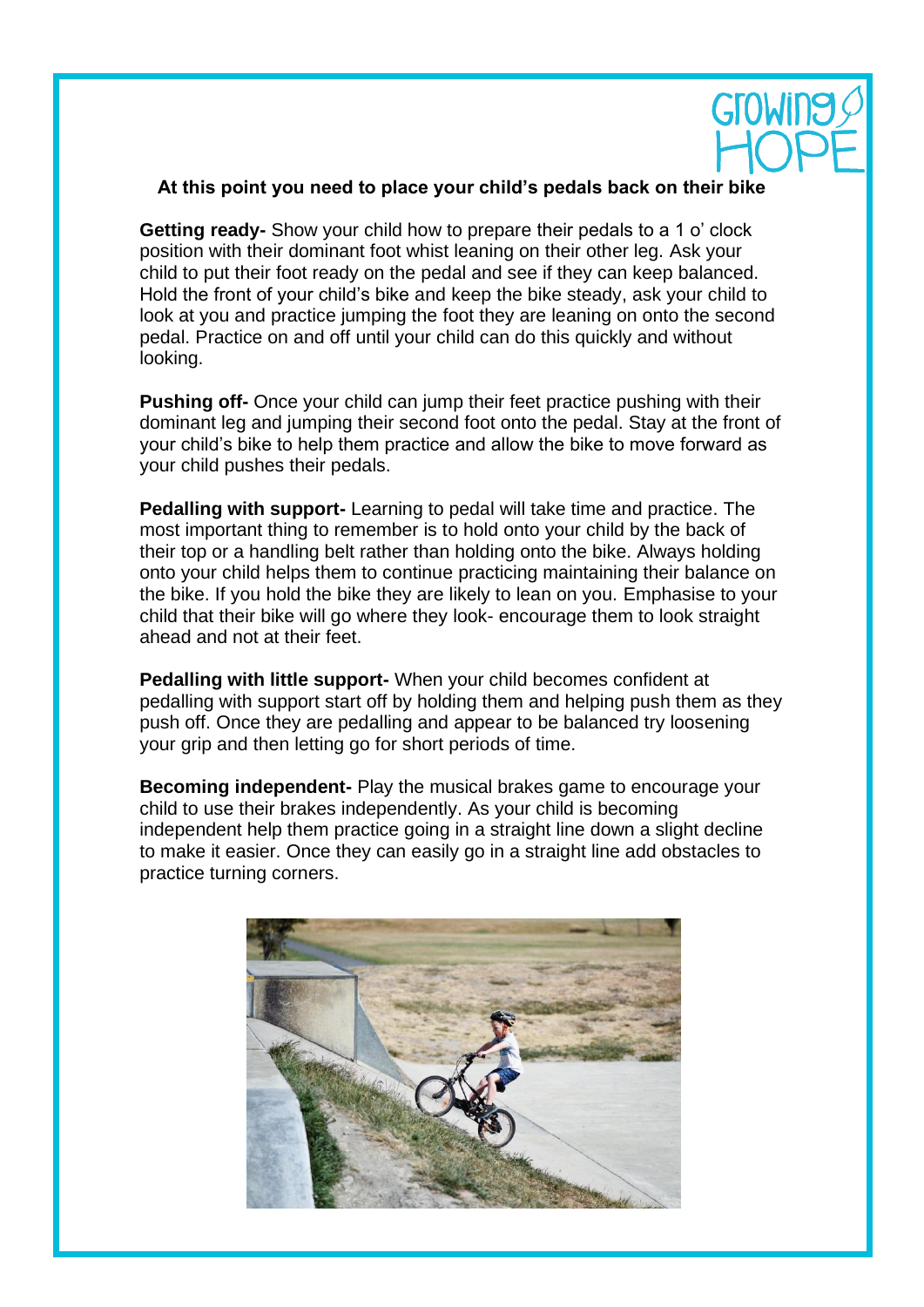**At this point you need to place your child's pedals back on their bike**

**Getting ready-** Show your child how to prepare their pedals to a 1 o' clock position with their dominant foot whist leaning on their other leg. Ask your child to put their foot ready on the pedal and see if they can keep balanced. Hold the front of your child's bike and keep the bike steady, ask your child to look at you and practice jumping the foot they are leaning on onto the second pedal. Practice on and off until your child can do this quickly and without looking.

**Pushing off-** Once your child can jump their feet practice pushing with their dominant leg and jumping their second foot onto the pedal. Stay at the front of your child's bike to help them practice and allow the bike to move forward as your child pushes their pedals.

**Pedalling with support-** Learning to pedal will take time and practice. The most important thing to remember is to hold onto your child by the back of their top or a handling belt rather than holding onto the bike. Always holding onto your child helps them to continue practicing maintaining their balance on the bike. If you hold the bike they are likely to lean on you. Emphasise to your child that their bike will go where they look- encourage them to look straight ahead and not at their feet.

**Pedalling with little support-** When your child becomes confident at pedalling with support start off by holding them and helping push them as they push off. Once they are pedalling and appear to be balanced try loosening your grip and then letting go for short periods of time.

**Becoming independent-** Play the musical brakes game to encourage your child to use their brakes independently. As your child is becoming independent help them practice going in a straight line down a slight decline to make it easier. Once they can easily go in a straight line add obstacles to practice turning corners.